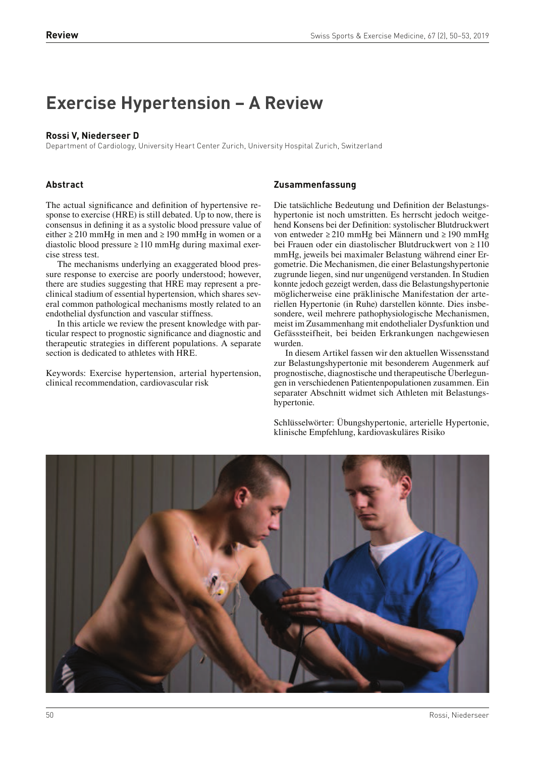**Review**

# Exercise Hypertension – A Review

**Rossi V, Niederseer D**

Department of Cardiology, University Heart Center Zurich, University Hospital Zurich, Switzerland

## Abstract

The actual significance and definition of hypertensive response to exercise (HRE) is still debated. Up to now, there is consensus in defining it as a systolic blood pressure value of either ≥ 210 mmHg in men and ≥ 190 mmHg in women or a diastolic blood pressure ≥ 110 mmHg during maximal exercise stress test.

The mechanisms underlying an exaggerated blood pressure response to exercise are poorly understood; however, there are studies suggesting that HRE may represent a preclinical stadium of essential hypertension, which shares several common pathological mechanisms mostly related to an endothelial dysfunction and vascular stiffness.

In this article we review the present knowledge with particular respect to prognostic significance and diagnostic and therapeutic strategies in different populations. A separate section is dedicated to athletes with HRE.

Keywords: Exercise hypertension, arterial hypertension, clinical recommendation, cardiovascular risk

## Zusammenfassung

Die tatsächliche Bedeutung und Definition der Belastungshypertonie ist noch umstritten. Es herrscht jedoch weitgehend Konsens bei der Definition: systolischer Blutdruckwert von entweder ≥ 210 mmHg bei Männern und ≥ 190 mmHg bei Frauen oder ein diastolischer Blutdruckwert von ≥ 110 mmHg, jeweils bei maximaler Belastung während einer Ergometrie. Die Mechanismen, die einer Belastungshypertonie zugrunde liegen, sind nur ungenügend verstanden. In Studien konnte jedoch gezeigt werden, dass die Belastungshypertonie möglicherweise eine präklinische Manifestation der arteriellen Hypertonie (in Ruhe) darstellen könnte. Dies insbesondere, weil mehrere pathophysiologische Mechanismen, meist im Zusammenhang mit endothelialer Dysfunktion und Gefässsteifheit, bei beiden Erkrankungen nachgewiesen wurden.

In diesem Artikel fassen wir den aktuellen Wissensstand zur Belastungshypertonie mit besonderem Augenmerk auf prognostische, diagnostische und therapeutische Überlegungen in verschiedenen Patientenpopulationen zusammen. Ein separater Abschnitt widmet sich Athleten mit Belastungshypertonie.

Schlüsselwörter: Übungshypertonie, arterielle Hypertonie, klinische Empfehlung, kardiovaskuläres Risiko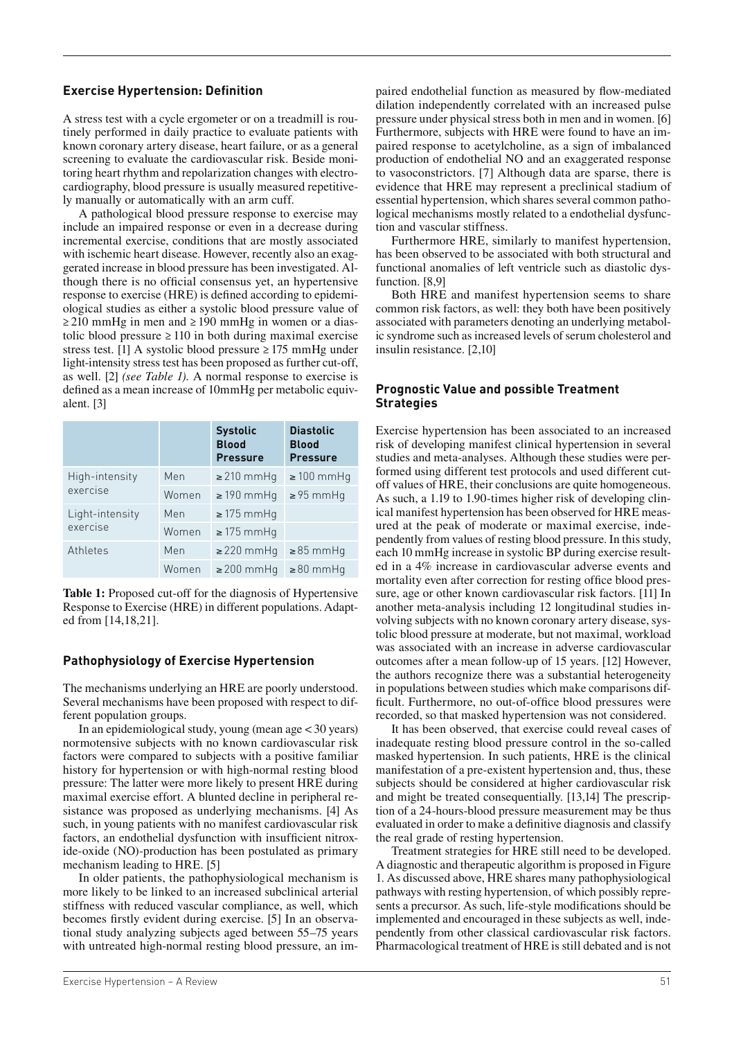## Exercise Hypertension: Definition

A stress test with a cycle ergometer or on a treadmill is routinely performed in daily practice to evaluate patients with known coronary artery disease, heart failure, or as a general screening to evaluate the cardiovascular risk. Beside monitoring heart rhythm and repolarization changes with electrocardiography, blood pressure is usually measured repetitively manually or automatically with an arm cuff.

A pathological blood pressure response to exercise may include an impaired response or even in a decrease during incremental exercise, conditions that are mostly associated with ischemic heart disease. However, recently also an exaggerated increase in blood pressure has been investigated. Although there is no official consensus yet, an hypertensive response to exercise (HRE) is defined according to epidemiological studies as either a systolic blood pressure value of ≥ 210 mmHg in men and ≥ 190 mmHg in women or a diastolic blood pressure ≥ 110 in both during maximal exercise stress test. [1] A systolic blood pressure ≥ 175 mmHg under light-intensity stress test has been proposed as further cut-off, as well. [2] *(see Table 1).* A normal response to exercise is defined as a mean increase of 10mmHg per metabolic equivalent. [3]

| | | Systolic Blood Pressure | Diastolic Blood Pressure |
|---|---|---|---|
| High-intensity exercise | Men | ≥ 210 mmHg | ≥ 100 mmHg |
| | Women | ≥ 190 mmHg | ≥ 95 mmHg |
| Light-intensity exercise | Men | ≥ 175 mmHg | |
| | Women | ≥ 175 mmHg | |
| Athletes | Men | ≥ 220 mmHg | ≥ 85 mmHg |
| | Women | ≥ 200 mmHg | ≥ 80 mmHg |

**Table 1:** Proposed cut-off for the diagnosis of Hypertensive Response to Exercise (HRE) in different populations. Adapted from [14,18,21].

## Pathophysiology of Exercise Hypertension

The mechanisms underlying an HRE are poorly understood. Several mechanisms have been proposed with respect to different population groups.

In an epidemiological study, young (mean age < 30 years) normotensive subjects with no known cardiovascular risk factors were compared to subjects with a positive familiar history for hypertension or with high-normal resting blood pressure: The latter were more likely to present HRE during maximal exercise effort. A blunted decline in peripheral resistance was proposed as underlying mechanisms. [4] As such, in young patients with no manifest cardiovascular risk factors, an endothelial dysfunction with insufficient nitroxide-oxide (NO)-production has been postulated as primary mechanism leading to HRE. [5]

In older patients, the pathophysiological mechanism is more likely to be linked to an increased subclinical arterial stiffness with reduced vascular compliance, as well, which becomes firstly evident during exercise. [5] In an observational study analyzing subjects aged between 55–75 years with untreated high-normal resting blood pressure, an impaired endothelial function as measured by flow-mediated dilation independently correlated with an increased pulse pressure under physical stress both in men and in women. [6] Furthermore, subjects with HRE were found to have an impaired response to acetylcholine, as a sign of imbalanced production of endothelial NO and an exaggerated response to vasoconstrictors. [7] Although data are sparse, there is evidence that HRE may represent a preclinical stadium of essential hypertension, which shares several common pathological mechanisms mostly related to a endothelial dysfunction and vascular stiffness.

Furthermore HRE, similarly to manifest hypertension, has been observed to be associated with both structural and functional anomalies of left ventricle such as diastolic dysfunction. [8,9]

Both HRE and manifest hypertension seems to share common risk factors, as well: they both have been positively associated with parameters denoting an underlying metabolic syndrome such as increased levels of serum cholesterol and insulin resistance. [2,10]

## Prognostic Value and possible Treatment Strategies

Exercise hypertension has been associated to an increased risk of developing manifest clinical hypertension in several studies and meta-analyses. Although these studies were performed using different test protocols and used different cut-off values of HRE, their conclusions are quite homogeneous. As such, a 1.19 to 1.90-times higher risk of developing clinical manifest hypertension has been observed for HRE measured at the peak of moderate or maximal exercise, independently from values of resting blood pressure. In this study, each 10 mmHg increase in systolic BP during exercise resulted in a 4% increase in cardiovascular adverse events and mortality even after correction for resting office blood pressure, age or other known cardiovascular risk factors. [11] In another meta-analysis including 12 longitudinal studies involving subjects with no known coronary artery disease, systolic blood pressure at moderate, but not maximal, workload was associated with an increase in adverse cardiovascular outcomes after a mean follow-up of 15 years. [12] However, the authors recognize there was a substantial heterogeneity in populations between studies which make comparisons difficult. Furthermore, no out-of-office blood pressures were recorded, so that masked hypertension was not considered.

It has been observed, that exercise could reveal cases of inadequate resting blood pressure control in the so-called masked hypertension. In such patients, HRE is the clinical manifestation of a pre-existent hypertension and, thus, these subjects should be considered at higher cardiovascular risk and might be treated consequentially. [13,14] The prescription of a 24-hours-blood pressure measurement may be thus evaluated in order to make a definitive diagnosis and classify the real grade of resting hypertension.

Treatment strategies for HRE still need to be developed. A diagnostic and therapeutic algorithm is proposed in Figure 1. As discussed above, HRE shares many pathophysiological pathways with resting hypertension, of which possibly represents a precursor. As such, life-style modifications should be implemented and encouraged in these subjects as well, independently from other classical cardiovascular risk factors. Pharmacological treatment of HRE is still debated and is not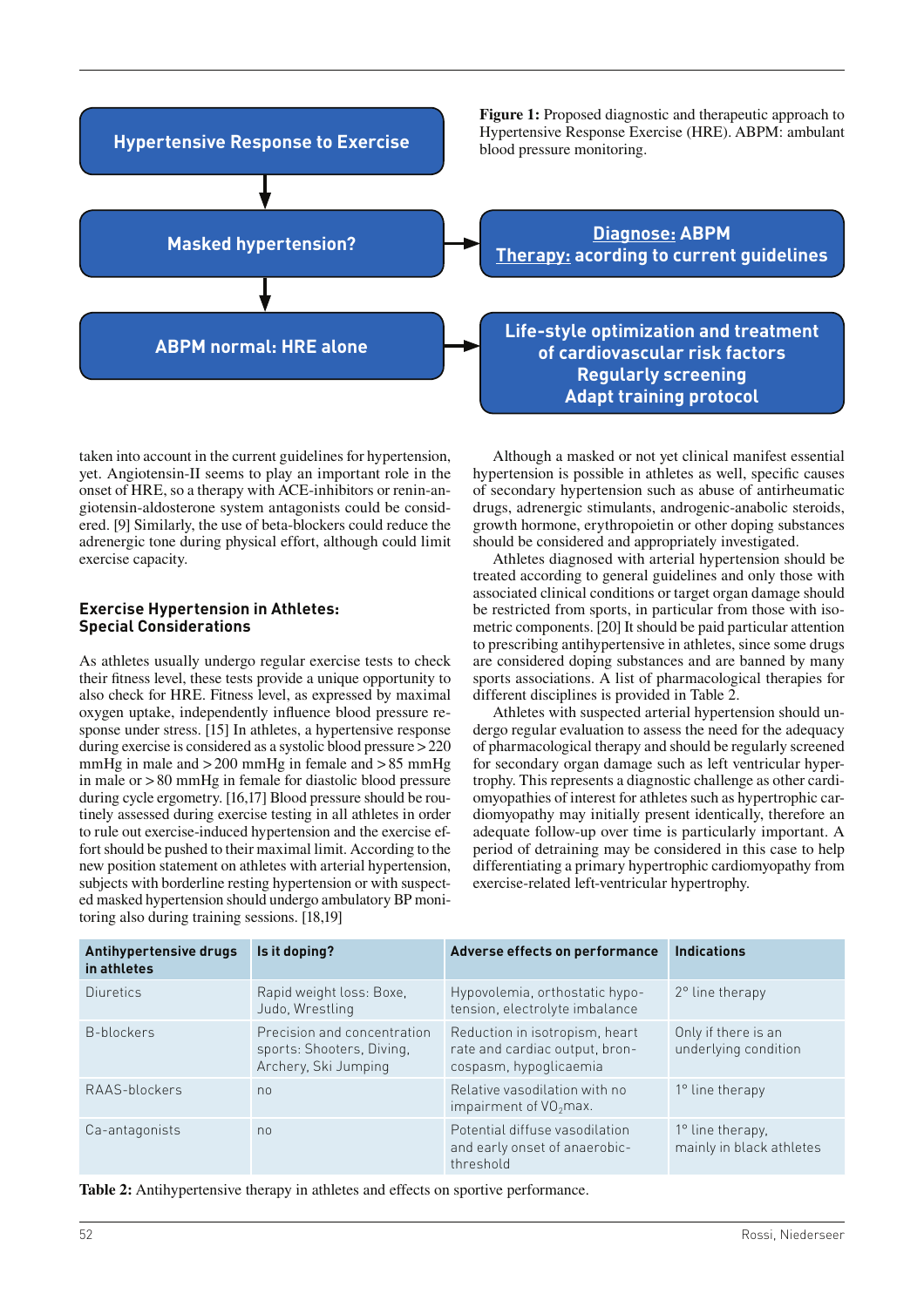Hypertensive Response to Exercise

Masked hypertension?

Diagnose: ABPM
Therapy: acording to current guidelines

ABPM normal: HRE alone

Life-style optimization and treatment of cardiovascular risk factors
Regularly screening
Adapt training protocol

**Figure 1:** Proposed diagnostic and therapeutic approach to Hypertensive Response Exercise (HRE). ABPM: ambulant blood pressure monitoring.

taken into account in the current guidelines for hypertension, yet. Angiotensin-II seems to play an important role in the onset of HRE, so a therapy with ACE-inhibitors or renin-angiotensin-aldosterone system antagonists could be considered. [9] Similarly, the use of beta-blockers could reduce the adrenergic tone during physical effort, although could limit exercise capacity.

## Exercise Hypertension in Athletes: Special Considerations

As athletes usually undergo regular exercise tests to check their fitness level, these tests provide a unique opportunity to also check for HRE. Fitness level, as expressed by maximal oxygen uptake, independently influence blood pressure response under stress. [15] In athletes, a hypertensive response during exercise is considered as a systolic blood pressure > 220 mmHg in male and > 200 mmHg in female and > 85 mmHg in male or > 80 mmHg in female for diastolic blood pressure during cycle ergometry. [16,17] Blood pressure should be routinely assessed during exercise testing in all athletes in order to rule out exercise-induced hypertension and the exercise effort should be pushed to their maximal limit. According to the new position statement on athletes with arterial hypertension, subjects with borderline resting hypertension or with suspected masked hypertension should undergo ambulatory BP monitoring also during training sessions. [18,19]

Although a masked or not yet clinical manifest essential hypertension is possible in athletes as well, specific causes of secondary hypertension such as abuse of antirheumatic drugs, adrenergic stimulants, androgenic-anabolic steroids, growth hormone, erythropoietin or other doping substances should be considered and appropriately investigated.

Athletes diagnosed with arterial hypertension should be treated according to general guidelines and only those with associated clinical conditions or target organ damage should be restricted from sports, in particular from those with isometric components. [20] It should be paid particular attention to prescribing antihypertensive in athletes, since some drugs are considered doping substances and are banned by many sports associations. A list of pharmacological therapies for different disciplines is provided in Table 2.

Athletes with suspected arterial hypertension should undergo regular evaluation to assess the need for the adequacy of pharmacological therapy and should be regularly screened for secondary organ damage such as left ventricular hypertrophy. This represents a diagnostic challenge as other cardiomyopathies of interest for athletes such as hypertrophic cardiomyopathy may initially present identically, therefore an adequate follow-up over time is particularly important. A period of detraining may be considered in this case to help differentiating a primary hypertrophic cardiomyopathy from exercise-related left-ventricular hypertrophy.

| Antihypertensive drugs in athletes | Is it doping? | Adverse effects on performance | Indications |
|---|---|---|---|
| Diuretics | Rapid weight loss: Boxe, Judo, Wrestling | Hypovolemia, orthostatic hypotension, electrolyte imbalance | 2° line therapy |
| B-blockers | Precision and concentration sports: Shooters, Diving, Archery, Ski Jumping | Reduction in isotropism, heart rate and cardiac output, broncospasm, hypoglicaemia | Only if there is an underlying condition |
| RAAS-blockers | no | Relative vasodilation with no impairment of $VO_2$max. | 1° line therapy |
| Ca-antagonists | no | Potential diffuse vasodilation and early onset of anaerobic-threshold | 1° line therapy, mainly in black athletes |

**Table 2:** Antihypertensive therapy in athletes and effects on sportive performance.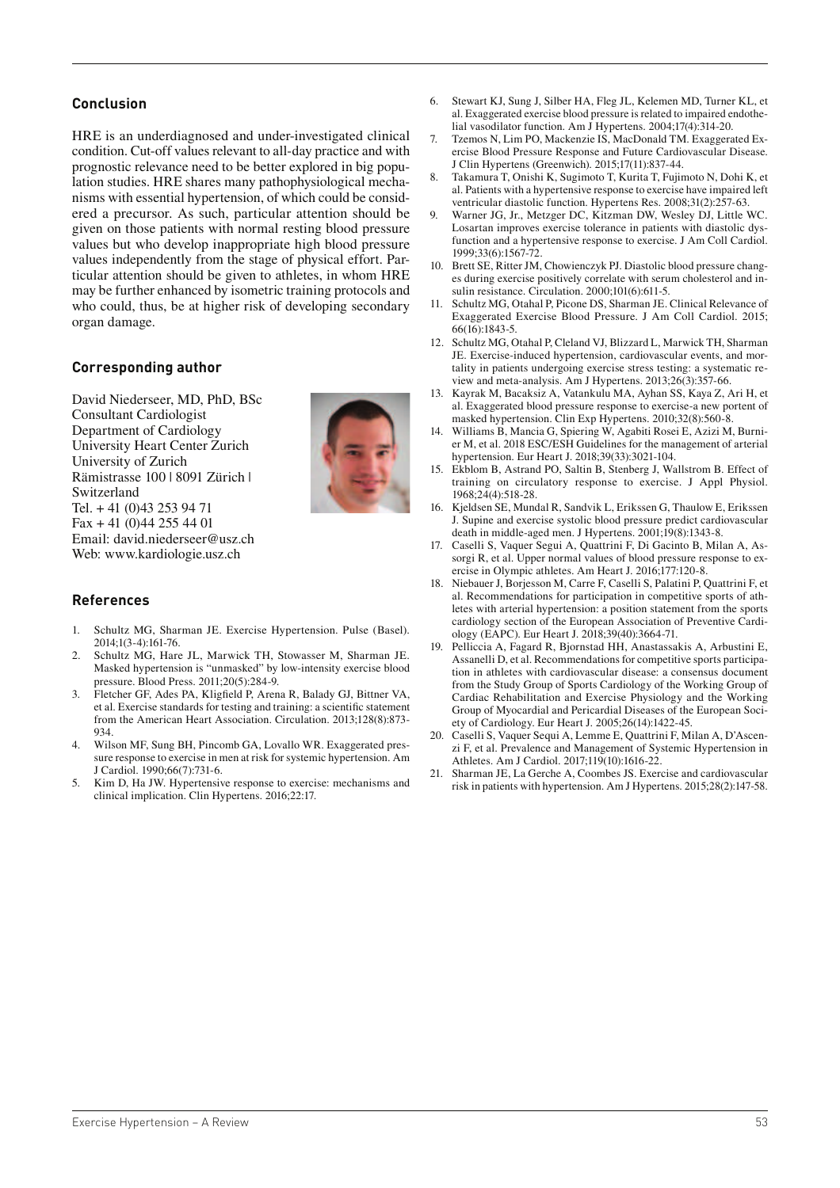## Conclusion

HRE is an underdiagnosed and under-investigated clinical condition. Cut-off values relevant to all-day practice and with prognostic relevance need to be better explored in big population studies. HRE shares many pathophysiological mechanisms with essential hypertension, of which could be considered a precursor. As such, particular attention should be given on those patients with normal resting blood pressure values but who develop inappropriate high blood pressure values independently from the stage of physical effort. Particular attention should be given to athletes, in whom HRE may be further enhanced by isometric training protocols and who could, thus, be at higher risk of developing secondary organ damage.

## Corresponding author

David Niederseer, MD, PhD, BSc
Consultant Cardiologist
Department of Cardiology
University Heart Center Zurich
University of Zurich
Rämistrasse 100 | 8091 Zürich | Switzerland
Tel. + 41 (0)43 253 94 71
Fax + 41 (0)44 255 44 01
Email: david.niederseer@usz.ch
Web: www.kardiologie.usz.ch

## References

1. Schultz MG, Sharman JE. Exercise Hypertension. Pulse (Basel). 2014;1(3-4):161-76.
2. Schultz MG, Hare JL, Marwick TH, Stowasser M, Sharman JE. Masked hypertension is "unmasked" by low-intensity exercise blood pressure. Blood Press. 2011;20(5):284-9.
3. Fletcher GF, Ades PA, Kligfield P, Arena R, Balady GJ, Bittner VA, et al. Exercise standards for testing and training: a scientific statement from the American Heart Association. Circulation. 2013;128(8):873-934.
4. Wilson MF, Sung BH, Pincomb GA, Lovallo WR. Exaggerated pressure response to exercise in men at risk for systemic hypertension. Am J Cardiol. 1990;66(7):731-6.
5. Kim D, Ha JW. Hypertensive response to exercise: mechanisms and clinical implication. Clin Hypertens. 2016;22:17.
6. Stewart KJ, Sung J, Silber HA, Fleg JL, Kelemen MD, Turner KL, et al. Exaggerated exercise blood pressure is related to impaired endothelial vasodilator function. Am J Hypertens. 2004;17(4):314-20.
7. Tzemos N, Lim PO, Mackenzie IS, MacDonald TM. Exaggerated Exercise Blood Pressure Response and Future Cardiovascular Disease. J Clin Hypertens (Greenwich). 2015;17(11):837-44.
8. Takamura T, Onishi K, Sugimoto T, Kurita T, Fujimoto N, Dohi K, et al. Patients with a hypertensive response to exercise have impaired left ventricular diastolic function. Hypertens Res. 2008;31(2):257-63.
9. Warner JG, Jr., Metzger DC, Kitzman DW, Wesley DJ, Little WC. Losartan improves exercise tolerance in patients with diastolic dysfunction and a hypertensive response to exercise. J Am Coll Cardiol. 1999;33(6):1567-72.
10. Brett SE, Ritter JM, Chowienczyk PJ. Diastolic blood pressure changes during exercise positively correlate with serum cholesterol and insulin resistance. Circulation. 2000;101(6):611-5.
11. Schultz MG, Otahal P, Picone DS, Sharman JE. Clinical Relevance of Exaggerated Exercise Blood Pressure. J Am Coll Cardiol. 2015; 66(16):1843-5.
12. Schultz MG, Otahal P, Cleland VJ, Blizzard L, Marwick TH, Sharman JE. Exercise-induced hypertension, cardiovascular events, and mortality in patients undergoing exercise stress testing: a systematic review and meta-analysis. Am J Hypertens. 2013;26(3):357-66.
13. Kayrak M, Bacaksiz A, Vatankulu MA, Ayhan SS, Kaya Z, Ari H, et al. Exaggerated blood pressure response to exercise-a new portent of masked hypertension. Clin Exp Hypertens. 2010;32(8):560-8.
14. Williams B, Mancia G, Spiering W, Agabiti Rosei E, Azizi M, Burnier M, et al. 2018 ESC/ESH Guidelines for the management of arterial hypertension. Eur Heart J. 2018;39(33):3021-104.
15. Ekblom B, Astrand PO, Saltin B, Stenberg J, Wallstrom B. Effect of training on circulatory response to exercise. J Appl Physiol. 1968;24(4):518-28.
16. Kjeldsen SE, Mundal R, Sandvik L, Erikssen G, Thaulow E, Erikssen J. Supine and exercise systolic blood pressure predict cardiovascular death in middle-aged men. J Hypertens. 2001;19(8):1343-8.
17. Caselli S, Vaquer Segui A, Quattrini F, Di Gacinto B, Milan A, Assorgi R, et al. Upper normal values of blood pressure response to exercise in Olympic athletes. Am Heart J. 2016;177:120-8.
18. Niebauer J, Borjesson M, Carre F, Caselli S, Palatini P, Quattrini F, et al. Recommendations for participation in competitive sports of athletes with arterial hypertension: a position statement from the sports cardiology section of the European Association of Preventive Cardiology (EAPC). Eur Heart J. 2018;39(40):3664-71.
19. Pelliccia A, Fagard R, Bjornstad HH, Anastassakis A, Arbustini E, Assanelli D, et al. Recommendations for competitive sports participation in athletes with cardiovascular disease: a consensus document from the Study Group of Sports Cardiology of the Working Group of Cardiac Rehabilitation and Exercise Physiology and the Working Group of Myocardial and Pericardial Diseases of the European Society of Cardiology. Eur Heart J. 2005;26(14):1422-45.
20. Caselli S, Vaquer Sequi A, Lemme E, Quattrini F, Milan A, D'Ascenzi F, et al. Prevalence and Management of Systemic Hypertension in Athletes. Am J Cardiol. 2017;119(10):1616-22.
21. Sharman JE, La Gerche A, Coombes JS. Exercise and cardiovascular risk in patients with hypertension. Am J Hypertens. 2015;28(2):147-58.